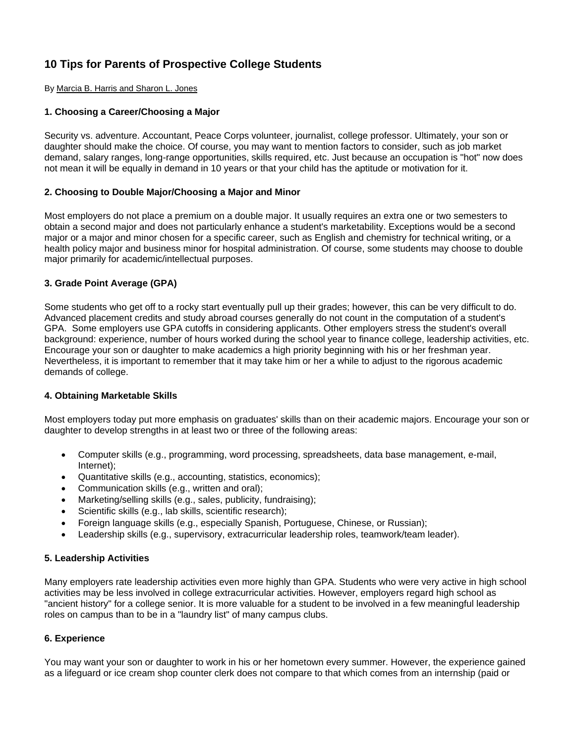# 10 Tips for Parents of Prospective College Students

By Marcia B. Harris and Sharon L. Jones

### 1. Choosing a Career/Choosing a Major

Security vs. adventure. Accountant, Peace Corps volunteer, journalist, college professor. Ultimately, your son or daughter should make the choice. Of course, you may want to mention factors to consider, such as job market demand, salary ranges, long-range opportunities, skills required, etc. Just because an occupation is "hot" now does not mean it will be equally in demand in 10 years or that your child has the aptitude or motivation for it.

### 2. Choosing to Double Major/Choosing a Major and Minor

Most employers do not place a premium on a double major. It usually requires an extra one or two semesters to obtain a second major and does not particularly enhance a student's marketability. Exceptions would be a second major or a major and minor chosen for a specific career, such as English and chemistry for technical writing, or a health policy major and business minor for hospital administration. Of course, some students may choose to double major primarily for academic/intellectual purposes.

### 3. Grade Point Average (GPA)

Some students who get off to a rocky start eventually pull up their grades; however, this can be very difficult to do. Advanced placement credits and study abroad courses generally do not count in the computation of a student's GPA. Some employers use GPA cutoffs in considering applicants. Other employers stress the student's overall background: experience, number of hours worked during the school year to finance college, leadership activities, etc. Encourage your son or daughter to make academics a high priority beginning with his or her freshman year. Nevertheless, it is important to remember that it may take him or her a while to adjust to the rigorous academic demands of college.

### 4. Obtaining Marketable Skills

Most employers today put more emphasis on graduates' skills than on their academic majors. Encourage your son or daughter to develop strengths in at least two or three of the following areas:

- Computer skills (e.g., programming, word processing, spreadsheets, data base management, e-mail, Internet);
- Quantitative skills (e.g., accounting, statistics, economics);
- Communication skills (e.g., written and oral);
- Marketing/selling skills (e.g., sales, publicity, fundraising);
- Scientific skills (e.g., lab skills, scientific research);
- Foreign language skills (e.g., especially Spanish, Portuguese, Chinese, or Russian);
- Leadership skills (e.g., supervisory, extracurricular leadership roles, teamwork/team leader).

### 5. Leadership Activities

Many employers rate leadership activities even more highly than GPA. Students who were very active in high school activities may be less involved in college extracurricular activities. However, employers regard high school as "ancient history" for a college senior. It is more valuable for a student to be involved in a few meaningful leadership roles on campus than to be in a "laundry list" of many campus clubs.

### 6. Experience

You may want your son or daughter to work in his or her hometown every summer. However, the experience gained as a lifeguard or ice cream shop counter clerk does not compare to that which comes from an internship (paid or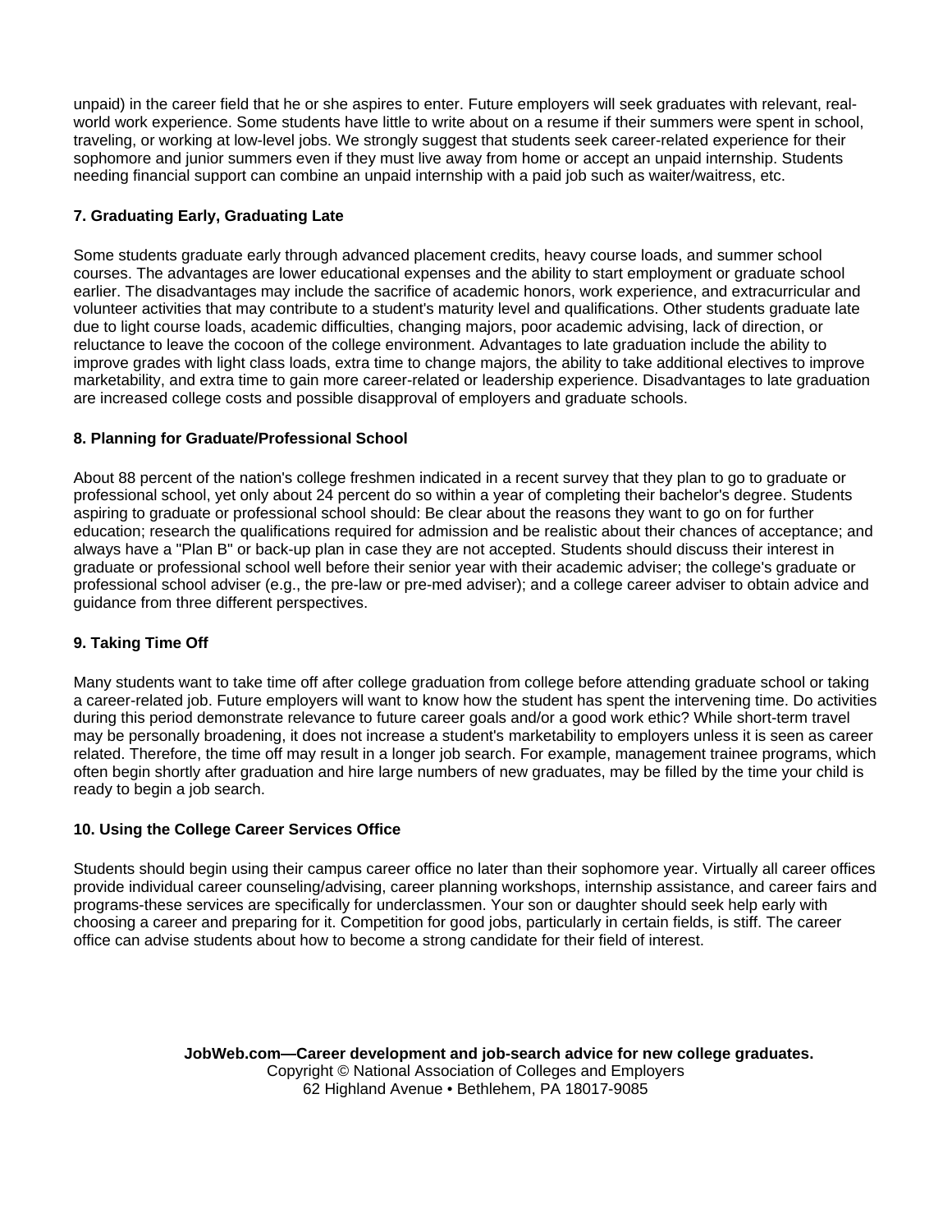unpaid) in the career field that he or she aspires to enter. Future employers will seek graduates with relevant, real-world work experience. Some students have little to write about on a resume if their summers were spent in school, traveling, or working at low-level jobs. We strongly suggest that students seek career-related experience for their sophomore and junior summers even if they must live away from home or accept an unpaid internship. Students needing financial support can combine an unpaid internship with a paid job such as waiter/waitress, etc.

**7. Graduating Early, Graduating Late**

Some students graduate early through advanced placement credits, heavy course loads, and summer school courses. The advantages are lower educational expenses and the ability to start employment or graduate school earlier. The disadvantages may include the sacrifice of academic honors, work experience, and extracurricular and volunteer activities that may contribute to a student's maturity level and qualifications. Other students graduate late due to light course loads, academic difficulties, changing majors, poor academic advising, lack of direction, or reluctance to leave the cocoon of the college environment. Advantages to late graduation include the ability to improve grades with light class loads, extra time to change majors, the ability to take additional electives to improve marketability, and extra time to gain more career-related or leadership experience. Disadvantages to late graduation are increased college costs and possible disapproval of employers and graduate schools.

**8. Planning for Graduate/Professional School**

About 88 percent of the nation's college freshmen indicated in a recent survey that they plan to go to graduate or professional school, yet only about 24 percent do so within a year of completing their bachelor's degree. Students aspiring to graduate or professional school should: Be clear about the reasons they want to go on for further education; research the qualifications required for admission and be realistic about their chances of acceptance; and always have a "Plan B" or back-up plan in case they are not accepted. Students should discuss their interest in graduate or professional school well before their senior year with their academic adviser; the college's graduate or professional school adviser (e.g., the pre-law or pre-med adviser); and a college career adviser to obtain advice and guidance from three different perspectives.

**9. Taking Time Off**

Many students want to take time off after college graduation from college before attending graduate school or taking a career-related job. Future employers will want to know how the student has spent the intervening time. Do activities during this period demonstrate relevance to future career goals and/or a good work ethic? While short-term travel may be personally broadening, it does not increase a student's marketability to employers unless it is seen as career related. Therefore, the time off may result in a longer job search. For example, management trainee programs, which often begin shortly after graduation and hire large numbers of new graduates, may be filled by the time your child is ready to begin a job search.

**10. Using the College Career Services Office**

Students should begin using their campus career office no later than their sophomore year. Virtually all career offices provide individual career counseling/advising, career planning workshops, internship assistance, and career fairs and programs-these services are specifically for underclassmen. Your son or daughter should seek help early with choosing a career and preparing for it. Competition for good jobs, particularly in certain fields, is stiff. The career office can advise students about how to become a strong candidate for their field of interest.

**JobWeb.com—Career development and job-search advice for new college graduates.**
Copyright © National Association of Colleges and Employers
62 Highland Avenue • Bethlehem, PA 18017-9085